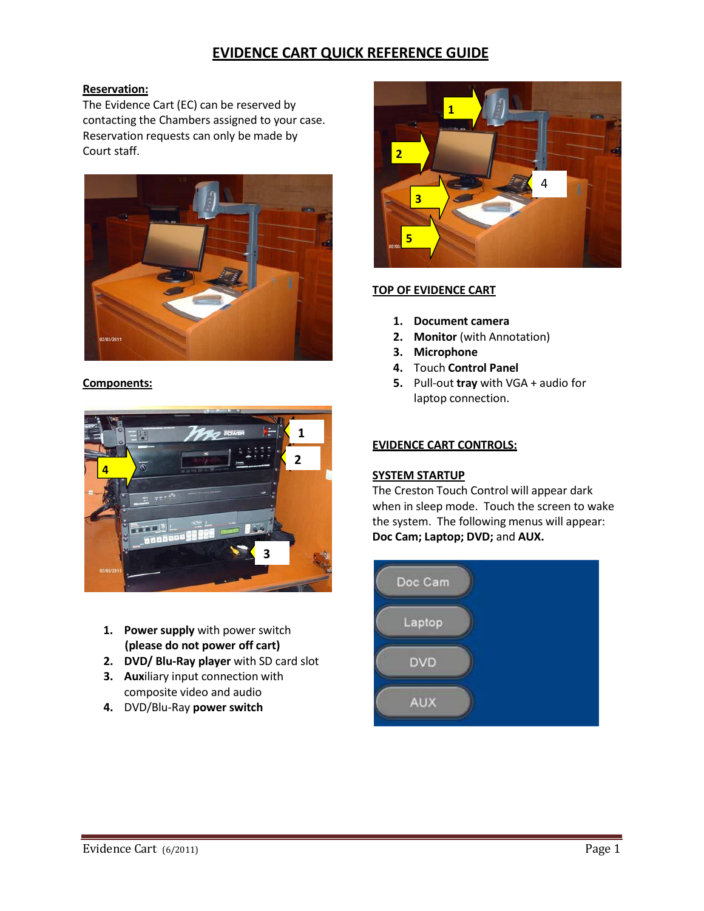# EVIDENCE CART QUICK REFERENCE GUIDE

**Reservation:**

The Evidence Cart (EC) can be reserved by contacting the Chambers assigned to your case. Reservation requests can only be made by Court staff.

**Components:**

1. **Power supply** with power switch **(please do not power off cart)**
2. **DVD/ Blu-Ray player** with SD card slot
3. **Aux**iliary input connection with composite video and audio
4. DVD/Blu-Ray **power switch**

**TOP OF EVIDENCE CART**

1. **Document camera**
2. **Monitor** (with Annotation)
3. **Microphone**
4. Touch **Control Panel**
5. Pull-out **tray** with VGA + audio for laptop connection.

**EVIDENCE CART CONTROLS:**

**SYSTEM STARTUP**

The Creston Touch Control will appear dark when in sleep mode. Touch the screen to wake the system. The following menus will appear: **Doc Cam; Laptop; DVD;** and **AUX.**

Doc Cam

Laptop

DVD

AUX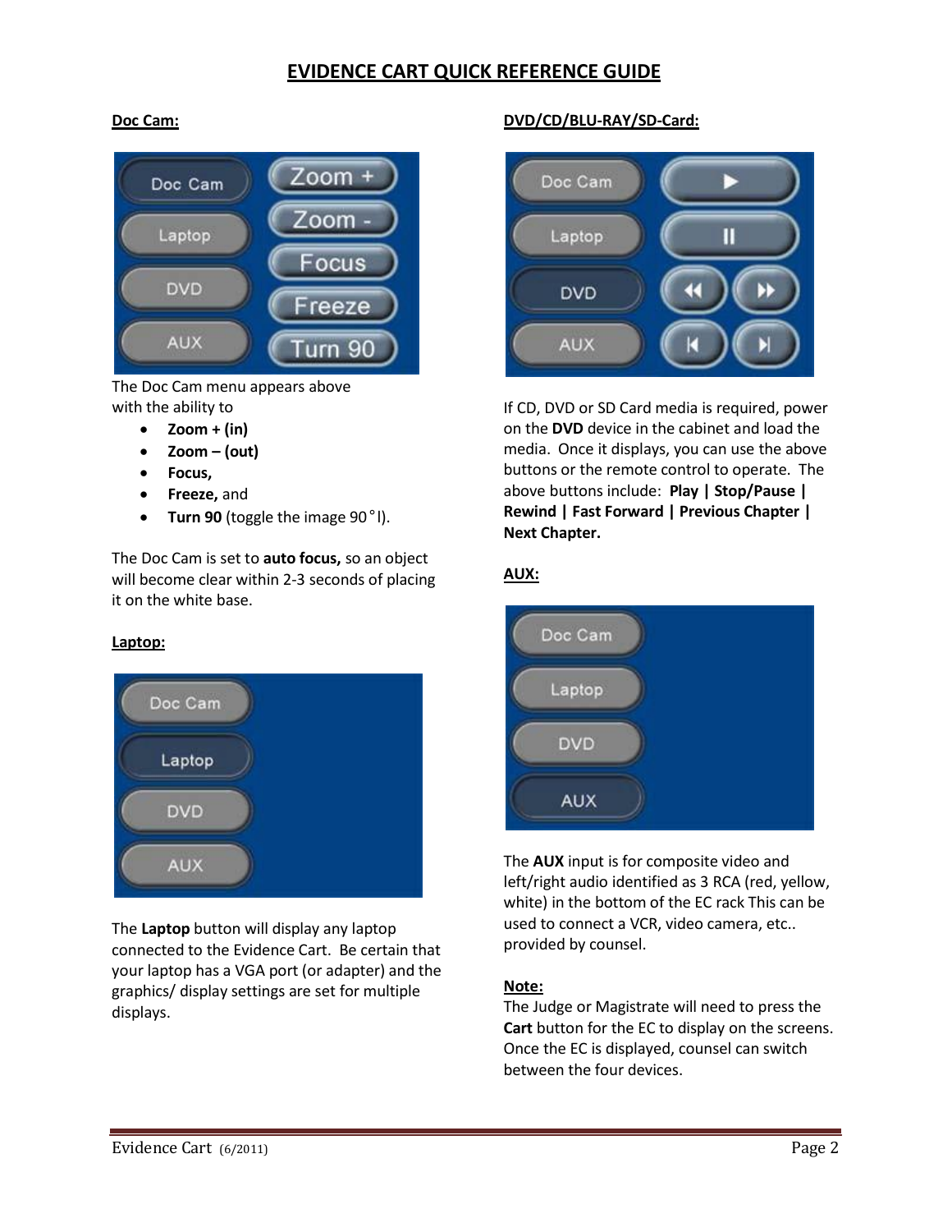# EVIDENCE CART QUICK REFERENCE GUIDE

## Doc Cam:

The Doc Cam menu appears above with the ability to

- **Zoom + (in)**
- **Zoom – (out)**
- **Focus,**
- **Freeze,** and
- **Turn 90** (toggle the image 90°l).

The Doc Cam is set to **auto focus,** so an object will become clear within 2-3 seconds of placing it on the white base.

## Laptop:

The **Laptop** button will display any laptop connected to the Evidence Cart. Be certain that your laptop has a VGA port (or adapter) and the graphics/ display settings are set for multiple displays.

## DVD/CD/BLU-RAY/SD-Card:

If CD, DVD or SD Card media is required, power on the **DVD** device in the cabinet and load the media. Once it displays, you can use the above buttons or the remote control to operate. The above buttons include: **Play | Stop/Pause | Rewind | Fast Forward | Previous Chapter | Next Chapter.**

## AUX:

The **AUX** input is for composite video and left/right audio identified as 3 RCA (red, yellow, white) in the bottom of the EC rack This can be used to connect a VCR, video camera, etc.. provided by counsel.

## Note:

The Judge or Magistrate will need to press the **Cart** button for the EC to display on the screens. Once the EC is displayed, counsel can switch between the four devices.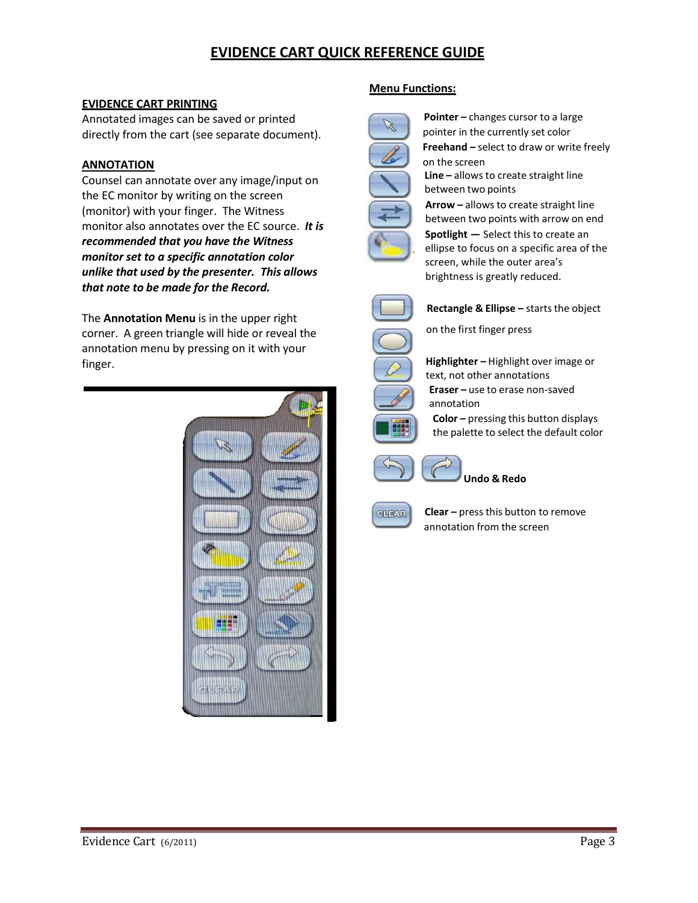# EVIDENCE CART QUICK REFERENCE GUIDE

## EVIDENCE CART PRINTING

Annotated images can be saved or printed directly from the cart (see separate document).

## ANNOTATION

Counsel can annotate over any image/input on the EC monitor by writing on the screen (monitor) with your finger. The Witness monitor also annotates over the EC source. ***It is recommended that you have the Witness monitor set to a specific annotation color unlike that used by the presenter. This allows that note to be made for the Record.***

The **Annotation Menu** is in the upper right corner. A green triangle will hide or reveal the annotation menu by pressing on it with your finger.

## Menu Functions:

**Pointer –** changes cursor to a large pointer in the currently set color

**Freehand –** select to draw or write freely on the screen

**Line –** allows to create straight line between two points

**Arrow –** allows to create straight line between two points with arrow on end

**Spotlight —** Select this to create an ellipse to focus on a specific area of the screen, while the outer area's brightness is greatly reduced.

**Rectangle & Ellipse –** starts the object on the first finger press

**Highlighter –** Highlight over image or text, not other annotations

**Eraser –** use to erase non-saved annotation

**Color –** pressing this button displays the palette to select the default color

**Undo & Redo**

**Clear –** press this button to remove annotation from the screen